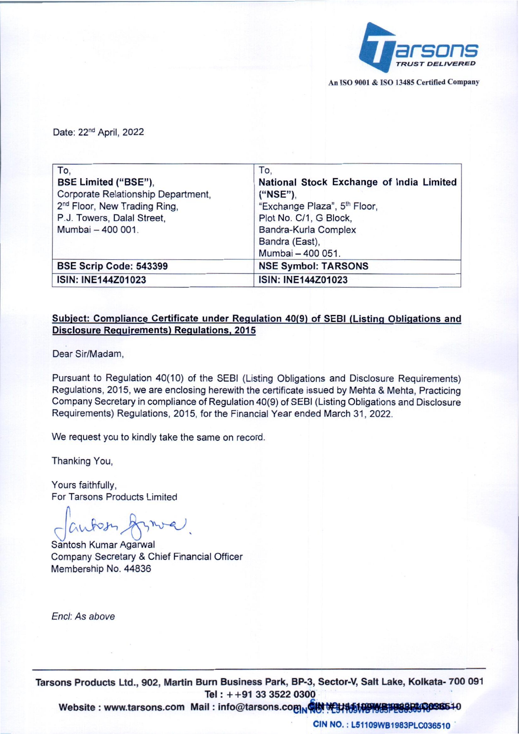Tarsons
TRUST DELIVERED

An ISO 9001 & ISO 13485 Certified Company

Date: 22nd April, 2022

| To,<br>**BSE Limited ("BSE"),**<br>Corporate Relationship Department,<br>2nd Floor, New Trading Ring,<br>P.J. Towers, Dalal Street,<br>Mumbai – 400 001. | To,<br>**National Stock Exchange of India Limited ("NSE"),**<br>"Exchange Plaza", 5th Floor,<br>Plot No. C/1, G Block,<br>Bandra-Kurla Complex<br>Bandra (East),<br>Mumbai – 400 051. |
|---|---|
| **BSE Scrip Code: 543399** | **NSE Symbol: TARSONS** |
| **ISIN: INE144Z01023** | **ISIN: INE144Z01023** |

**Subject: Compliance Certificate under Regulation 40(9) of SEBI (Listing Obligations and Disclosure Requirements) Regulations, 2015**

Dear Sir/Madam,

Pursuant to Regulation 40(10) of the SEBI (Listing Obligations and Disclosure Requirements) Regulations, 2015, we are enclosing herewith the certificate issued by Mehta & Mehta, Practicing Company Secretary in compliance of Regulation 40(9) of SEBI (Listing Obligations and Disclosure Requirements) Regulations, 2015, for the Financial Year ended March 31, 2022.

We request you to kindly take the same on record.

Thanking You,

Yours faithfully,
For Tarsons Products Limited

Santosh Kumar Agarwal
Company Secretary & Chief Financial Officer
Membership No. 44836

*Encl: As above*

**Tarsons Products Ltd., 902, Martin Burn Business Park, BP-3, Sector-V, Salt Lake, Kolkata- 700 091**
**Tel : ++91 33 3522 0300**
**Website : www.tarsons.com Mail : info@tarsons.com**

**CIN NO. : L51109WB1983PLC036510**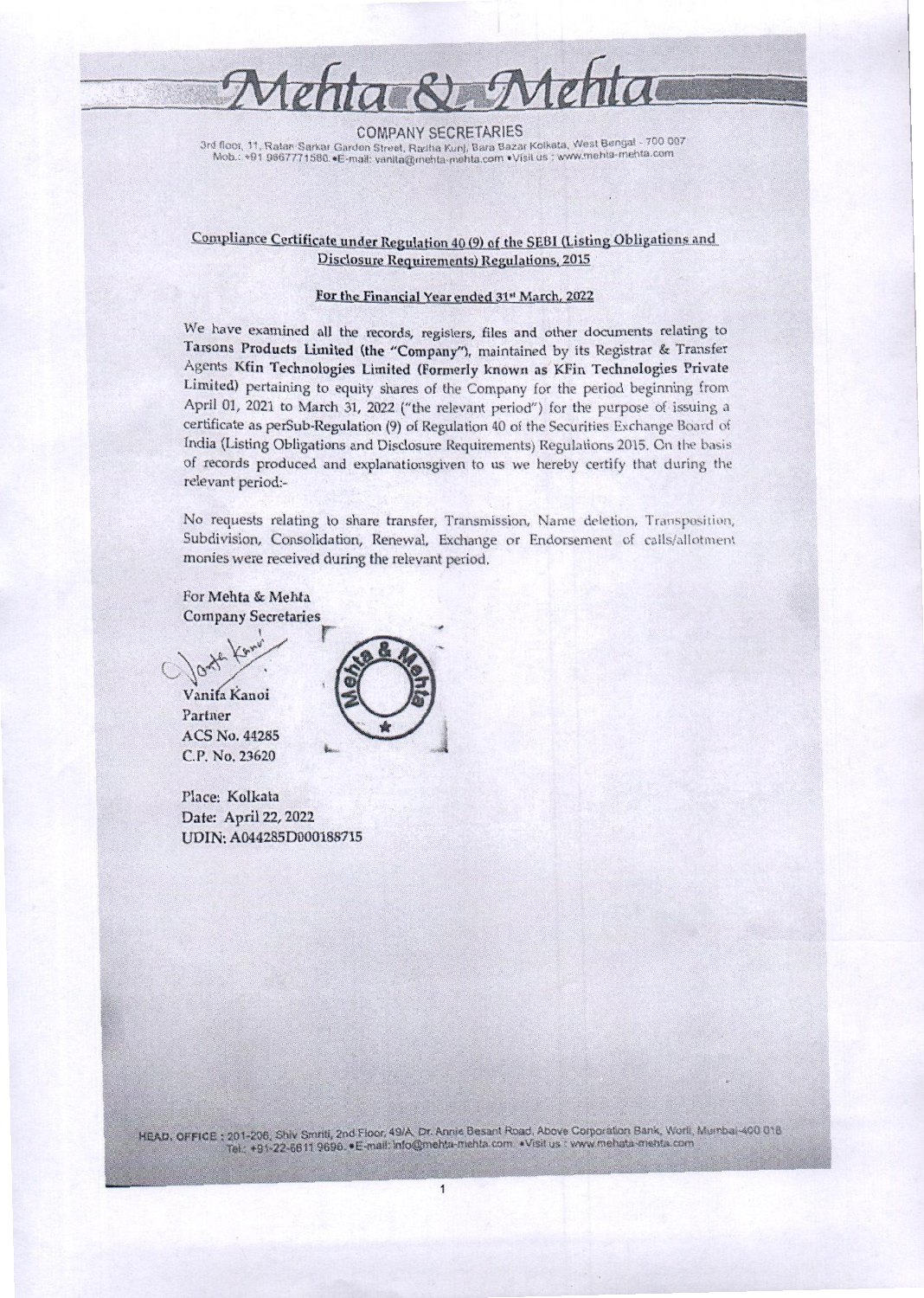# Mehta & Mehta

COMPANY SECRETARIES

3rd floor, 11, Ratan Sarkar Garden Street, Radha Kunj, Bara Bazar Kolkata, West Bengal - 700 007
Mob.: +91 9867771580 •E-mail: vanita@mehta-mehta.com •Visit us : www.mehta-mehta.com

## Compliance Certificate under Regulation 40 (9) of the SEBI (Listing Obligations and Disclosure Requirements) Regulations, 2015

### For the Financial Year ended 31st March, 2022

We have examined all the records, registers, files and other documents relating to **Tarsons Products Limited (the "Company")**, maintained by its Registrar & Transfer Agents **Kfin Technologies Limited (Formerly known as KFin Technologies Private Limited)** pertaining to equity shares of the Company for the period beginning from April 01, 2021 to March 31, 2022 ("the relevant period") for the purpose of issuing a certificate as perSub-Regulation (9) of Regulation 40 of the Securities Exchange Board of India (Listing Obligations and Disclosure Requirements) Regulations 2015. On the basis of records produced and explanationsgiven to us we hereby certify that during the relevant period:-

No requests relating to share transfer, Transmission, Name deletion, Transposition, Subdivision, Consolidation, Renewal, Exchange or Endorsement of calls/allotment monies were received during the relevant period.

For Mehta & Mehta
Company Secretaries

Vanita Kanoi
Partner
ACS No. 44285
C.P. No. 23620

Place: Kolkata
Date: April 22, 2022
UDIN: A044285D000188715

HEAD. OFFICE : 201-206, Shiv Smriti, 2nd Floor, 49/A, Dr. Annie Besant Road, Above Corporation Bank, Worli, Mumbai-400 018
Tel.: +91-22-6611 9696. •E-mail: info@mehta-mehta.com •Visit us : www.mehata-mehta.com